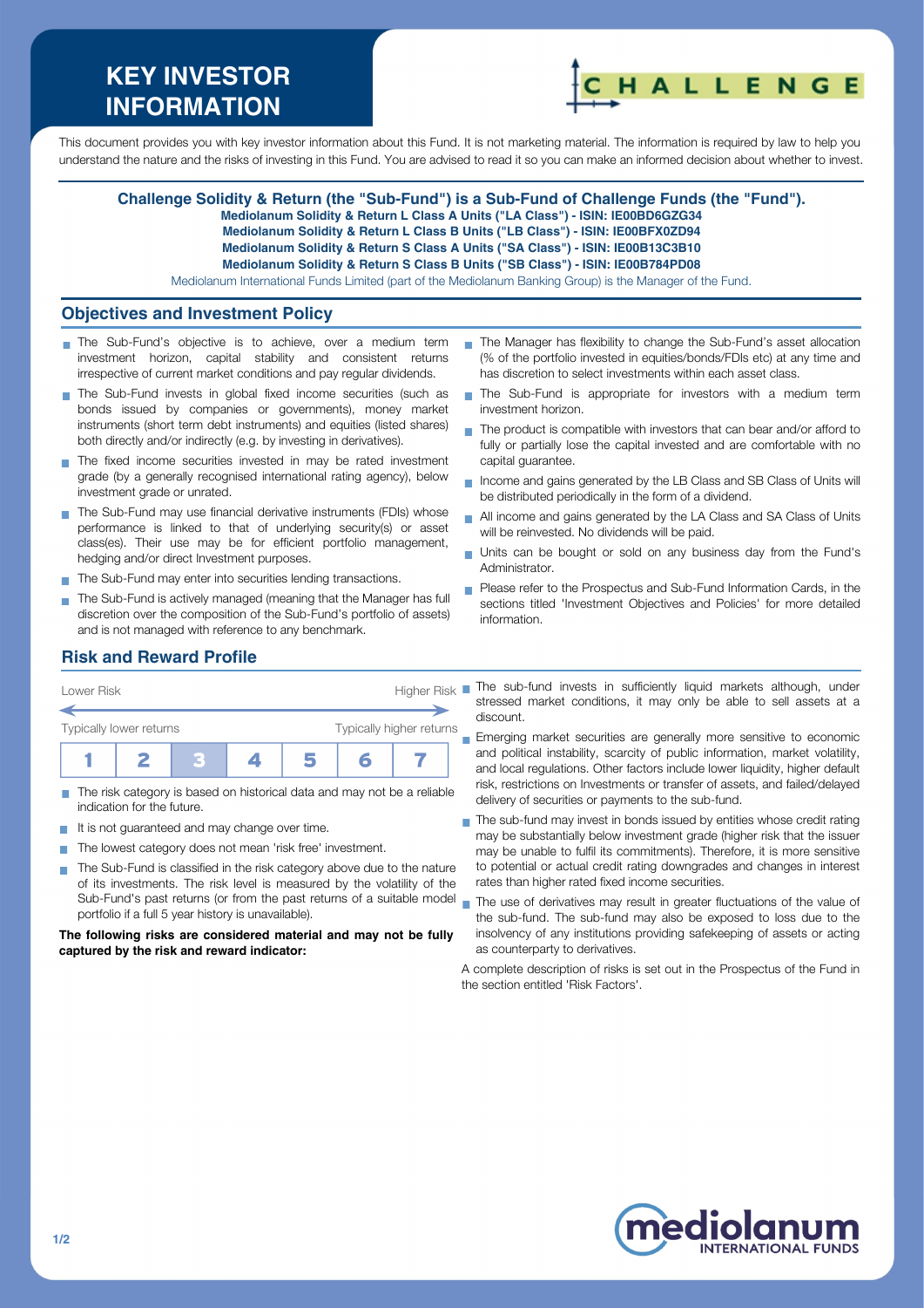# KEY INVESTOR INFORMATION

This document provides you with key investor information about this Fund. It is not marketing material. The information is required by law to help you understand the nature and the risks of investing in this Fund. You are advised to read it so you can make an informed decision about whether to invest.

**Challenge Solidity & Return (the "Sub-Fund") is a Sub-Fund of Challenge Funds (the "Fund").**
**Mediolanum Solidity & Return L Class A Units ("LA Class") - ISIN: IE00BD6GZG34**
**Mediolanum Solidity & Return L Class B Units ("LB Class") - ISIN: IE00BFX0ZD94**
**Mediolanum Solidity & Return S Class A Units ("SA Class") - ISIN: IE00B13C3B10**
**Mediolanum Solidity & Return S Class B Units ("SB Class") - ISIN: IE00B784PD08**
Mediolanum International Funds Limited (part of the Mediolanum Banking Group) is the Manager of the Fund.

## Objectives and Investment Policy

- The Sub-Fund's objective is to achieve, over a medium term investment horizon, capital stability and consistent returns irrespective of current market conditions and pay regular dividends.
- The Sub-Fund invests in global fixed income securities (such as bonds issued by companies or governments), money market instruments (short term debt instruments) and equities (listed shares) both directly and/or indirectly (e.g. by investing in derivatives).
- The fixed income securities invested in may be rated investment grade (by a generally recognised international rating agency), below investment grade or unrated.
- The Sub-Fund may use financial derivative instruments (FDIs) whose performance is linked to that of underlying security(s) or asset class(es). Their use may be for efficient portfolio management, hedging and/or direct Investment purposes.
- The Sub-Fund may enter into securities lending transactions.
- The Sub-Fund is actively managed (meaning that the Manager has full discretion over the composition of the Sub-Fund's portfolio of assets) and is not managed with reference to any benchmark.
- The Manager has flexibility to change the Sub-Fund's asset allocation (% of the portfolio invested in equities/bonds/FDIs etc) at any time and has discretion to select investments within each asset class.
- The Sub-Fund is appropriate for investors with a medium term investment horizon.
- The product is compatible with investors that can bear and/or afford to fully or partially lose the capital invested and are comfortable with no capital guarantee.
- Income and gains generated by the LB Class and SB Class of Units will be distributed periodically in the form of a dividend.
- All income and gains generated by the LA Class and SA Class of Units will be reinvested. No dividends will be paid.
- Units can be bought or sold on any business day from the Fund's Administrator.
- Please refer to the Prospectus and Sub-Fund Information Cards, in the sections titled 'Investment Objectives and Policies' for more detailed information.

## Risk and Reward Profile

Lower Risk — Higher Risk

Typically lower returns — Typically higher returns

| 1 | 2 | **3** | 4 | 5 | 6 | 7 |
|---|---|---|---|---|---|---|

- The risk category is based on historical data and may not be a reliable indication for the future.
- It is not guaranteed and may change over time.
- The lowest category does not mean 'risk free' investment.
- The Sub-Fund is classified in the risk category above due to the nature of its investments. The risk level is measured by the volatility of the Sub-Fund's past returns (or from the past returns of a suitable model portfolio if a full 5 year history is unavailable).

**The following risks are considered material and may not be fully captured by the risk and reward indicator:**

- The sub-fund invests in sufficiently liquid markets although, under stressed market conditions, it may only be able to sell assets at a discount.
- Emerging market securities are generally more sensitive to economic and political instability, scarcity of public information, market volatility, and local regulations. Other factors include lower liquidity, higher default risk, restrictions on Investments or transfer of assets, and failed/delayed delivery of securities or payments to the sub-fund.
- The sub-fund may invest in bonds issued by entities whose credit rating may be substantially below investment grade (higher risk that the issuer may be unable to fulfil its commitments). Therefore, it is more sensitive to potential or actual credit rating downgrades and changes in interest rates than higher rated fixed income securities.
- The use of derivatives may result in greater fluctuations of the value of the sub-fund. The sub-fund may also be exposed to loss due to the insolvency of any institutions providing safekeeping of assets or acting as counterparty to derivatives.

A complete description of risks is set out in the Prospectus of the Fund in the section entitled 'Risk Factors'.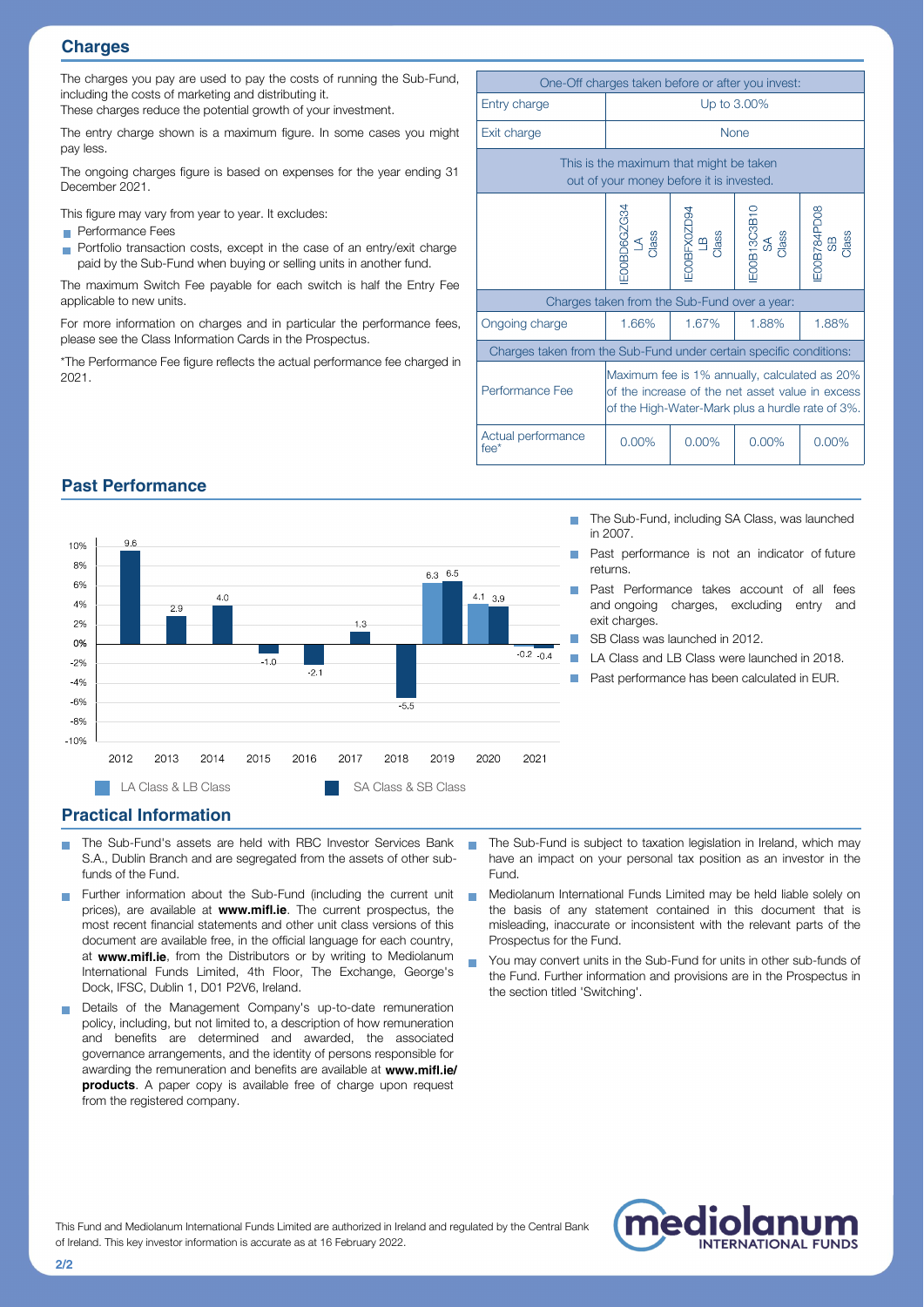## Charges

The charges you pay are used to pay the costs of running the Sub-Fund, including the costs of marketing and distributing it.
These charges reduce the potential growth of your investment.

The entry charge shown is a maximum figure. In some cases you might pay less.

The ongoing charges figure is based on expenses for the year ending 31 December 2021.

This figure may vary from year to year. It excludes:

- Performance Fees
- Portfolio transaction costs, except in the case of an entry/exit charge paid by the Sub-Fund when buying or selling units in another fund.

The maximum Switch Fee payable for each switch is half the Entry Fee applicable to new units.

For more information on charges and in particular the performance fees, please see the Class Information Cards in the Prospectus.

*The Performance Fee figure reflects the actual performance fee charged in 2021.

| One-Off charges taken before or after you invest: | | | | |
|---|---|---|---|---|
| Entry charge | Up to 3.00% | | | |
| Exit charge | None | | | |
| This is the maximum that might be taken out of your money before it is invested. | | | | |
| | IE00BD6GZG34 LA Class | IE00BFX0ZD94 LB Class | IE00B13C3B10 SA Class | IE00B784PD08 SB Class |
| Charges taken from the Sub-Fund over a year: | | | | |
| Ongoing charge | 1.66% | 1.67% | 1.88% | 1.88% |
| Charges taken from the Sub-Fund under certain specific conditions: | | | | |
| Performance Fee | Maximum fee is 1% annually, calculated as 20% of the increase of the net asset value in excess of the High-Water-Mark plus a hurdle rate of 3%. | | | |
| Actual performance fee* | 0.00% | 0.00% | 0.00% | 0.00% |

## Past Performance

10%
8%
6%
4%
2%
0%
-2%
-4%
-6%
-8%
-10%

9.6
2.9
4.0
-1.0
-2.1
1.3
-5.5
6.3 6.5
4.1 3.9
-0.2 -0.4

2012 2013 2014 2015 2016 2017 2018 2019 2020 2021

LA Class & LB Class
SA Class & SB Class

- The Sub-Fund, including SA Class, was launched in 2007.
- Past performance is not an indicator of future returns.
- Past Performance takes account of all fees and ongoing charges, excluding entry and exit charges.
- SB Class was launched in 2012.
- LA Class and LB Class were launched in 2018.
- Past performance has been calculated in EUR.

## Practical Information

- The Sub-Fund's assets are held with RBC Investor Services Bank S.A., Dublin Branch and are segregated from the assets of other sub-funds of the Fund.
- Further information about the Sub-Fund (including the current unit prices), are available at **www.mifl.ie**. The current prospectus, the most recent financial statements and other unit class versions of this document are available free, in the official language for each country, at **www.mifl.ie**, from the Distributors or by writing to Mediolanum International Funds Limited, 4th Floor, The Exchange, George's Dock, IFSC, Dublin 1, D01 P2V6, Ireland.
- Details of the Management Company's up-to-date remuneration policy, including, but not limited to, a description of how remuneration and benefits are determined and awarded, the associated governance arrangements, and the identity of persons responsible for awarding the remuneration and benefits are available at **www.mifl.ie/products**. A paper copy is available free of charge upon request from the registered company.
- The Sub-Fund is subject to taxation legislation in Ireland, which may have an impact on your personal tax position as an investor in the Fund.
- Mediolanum International Funds Limited may be held liable solely on the basis of any statement contained in this document that is misleading, inaccurate or inconsistent with the relevant parts of the Prospectus for the Fund.
- You may convert units in the Sub-Fund for units in other sub-funds of the Fund. Further information and provisions are in the Prospectus in the section titled 'Switching'.

This Fund and Mediolanum International Funds Limited are authorized in Ireland and regulated by the Central Bank of Ireland. This key investor information is accurate as at 16 February 2022.